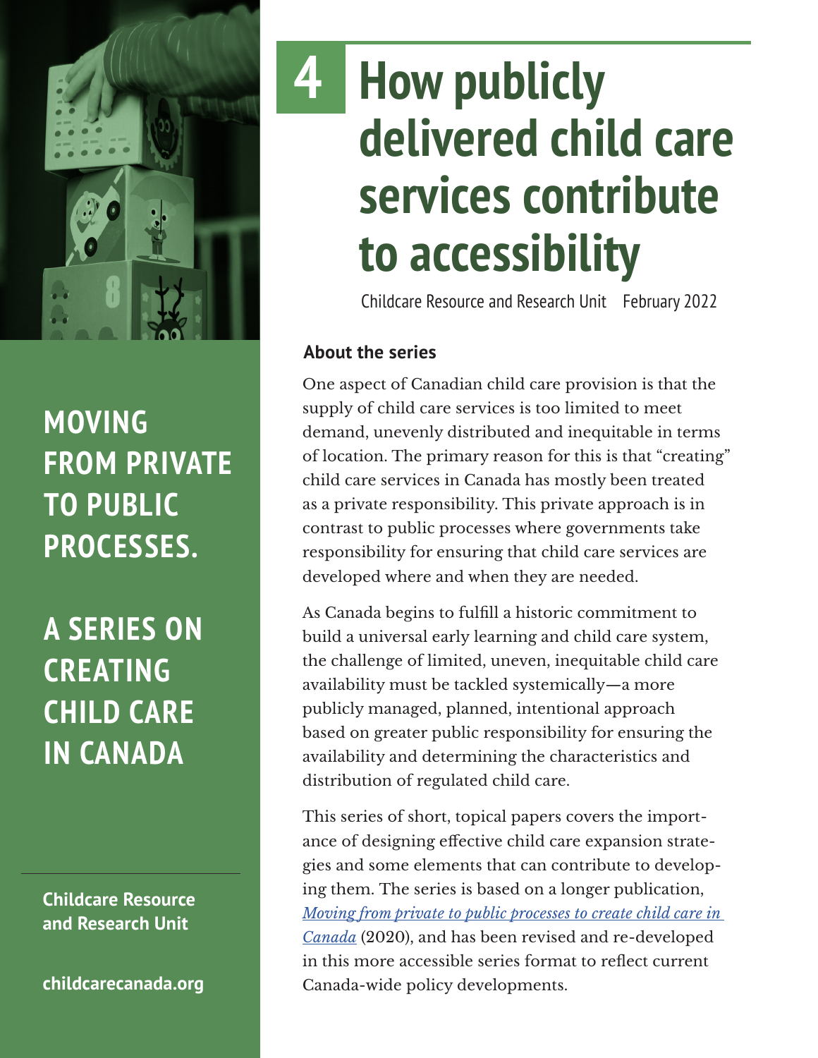# 4 How publicly delivered child care services contribute to accessibility

Childcare Resource and Research Unit February 2022

**MOVING FROM PRIVATE TO PUBLIC PROCESSES.**

**A SERIES ON CREATING CHILD CARE IN CANADA**

**Childcare Resource and Research Unit**

**childcarecanada.org**

## About the series

One aspect of Canadian child care provision is that the supply of child care services is too limited to meet demand, unevenly distributed and inequitable in terms of location. The primary reason for this is that "creating" child care services in Canada has mostly been treated as a private responsibility. This private approach is in contrast to public processes where governments take responsibility for ensuring that child care services are developed where and when they are needed.

As Canada begins to fulfill a historic commitment to build a universal early learning and child care system, the challenge of limited, uneven, inequitable child care availability must be tackled systemically—a more publicly managed, planned, intentional approach based on greater public responsibility for ensuring the availability and determining the characteristics and distribution of regulated child care.

This series of short, topical papers covers the importance of designing effective child care expansion strategies and some elements that can contribute to developing them. The series is based on a longer publication, *Moving from private to public processes to create child care in Canada* (2020), and has been revised and re-developed in this more accessible series format to reflect current Canada-wide policy developments.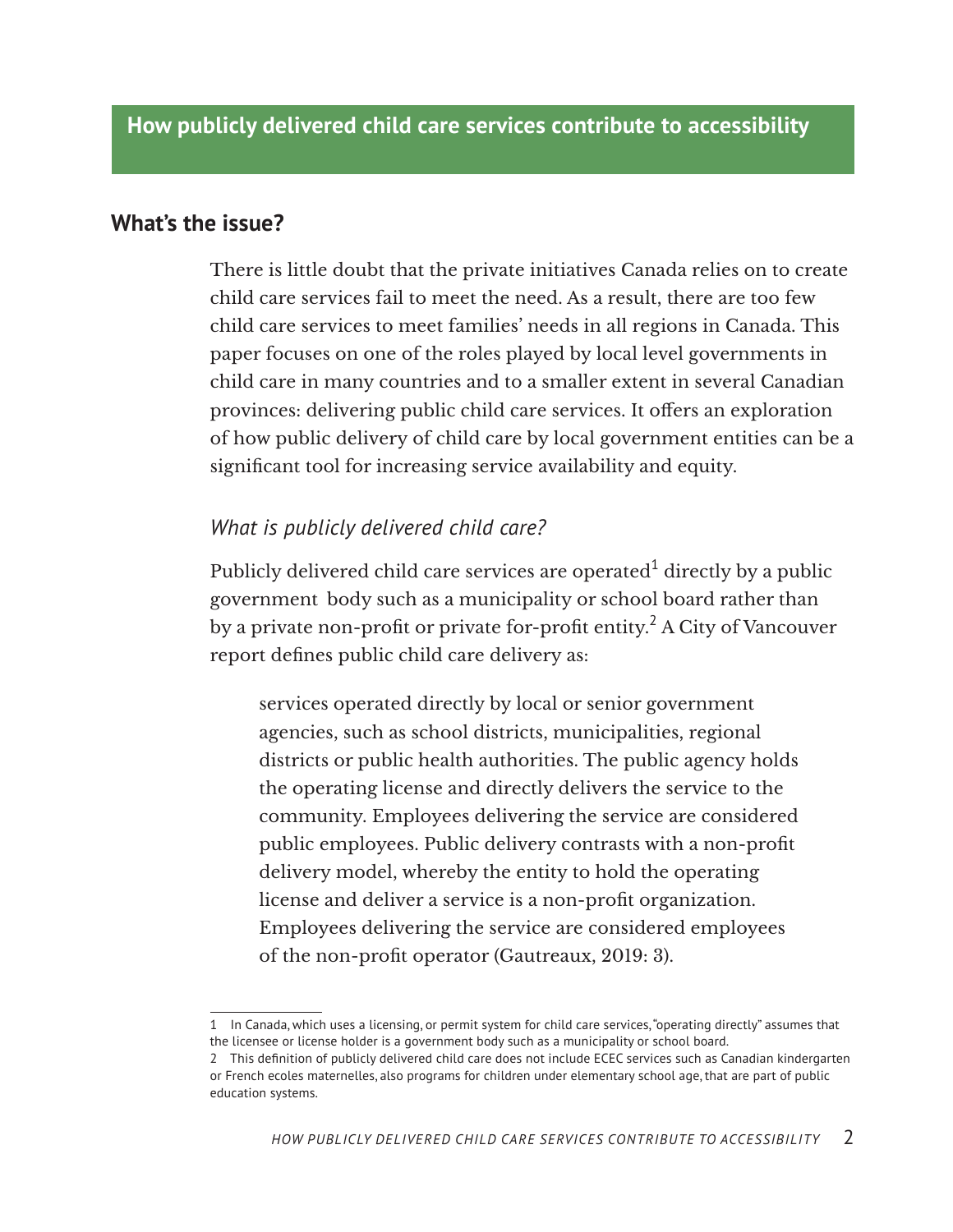## How publicly delivered child care services contribute to accessibility

## What's the issue?

There is little doubt that the private initiatives Canada relies on to create child care services fail to meet the need. As a result, there are too few child care services to meet families' needs in all regions in Canada. This paper focuses on one of the roles played by local level governments in child care in many countries and to a smaller extent in several Canadian provinces: delivering public child care services. It offers an exploration of how public delivery of child care by local government entities can be a significant tool for increasing service availability and equity.

### *What is publicly delivered child care?*

Publicly delivered child care services are operated[1] directly by a public government body such as a municipality or school board rather than by a private non-profit or private for-profit entity.[2] A City of Vancouver report defines public child care delivery as:

> services operated directly by local or senior government agencies, such as school districts, municipalities, regional districts or public health authorities. The public agency holds the operating license and directly delivers the service to the community. Employees delivering the service are considered public employees. Public delivery contrasts with a non-profit delivery model, whereby the entity to hold the operating license and deliver a service is a non-profit organization. Employees delivering the service are considered employees of the non-profit operator (Gautreaux, 2019: 3).

---

1 In Canada, which uses a licensing, or permit system for child care services, "operating directly" assumes that the licensee or license holder is a government body such as a municipality or school board.

2 This definition of publicly delivered child care does not include ECEC services such as Canadian kindergarten or French ecoles maternelles, also programs for children under elementary school age, that are part of public education systems.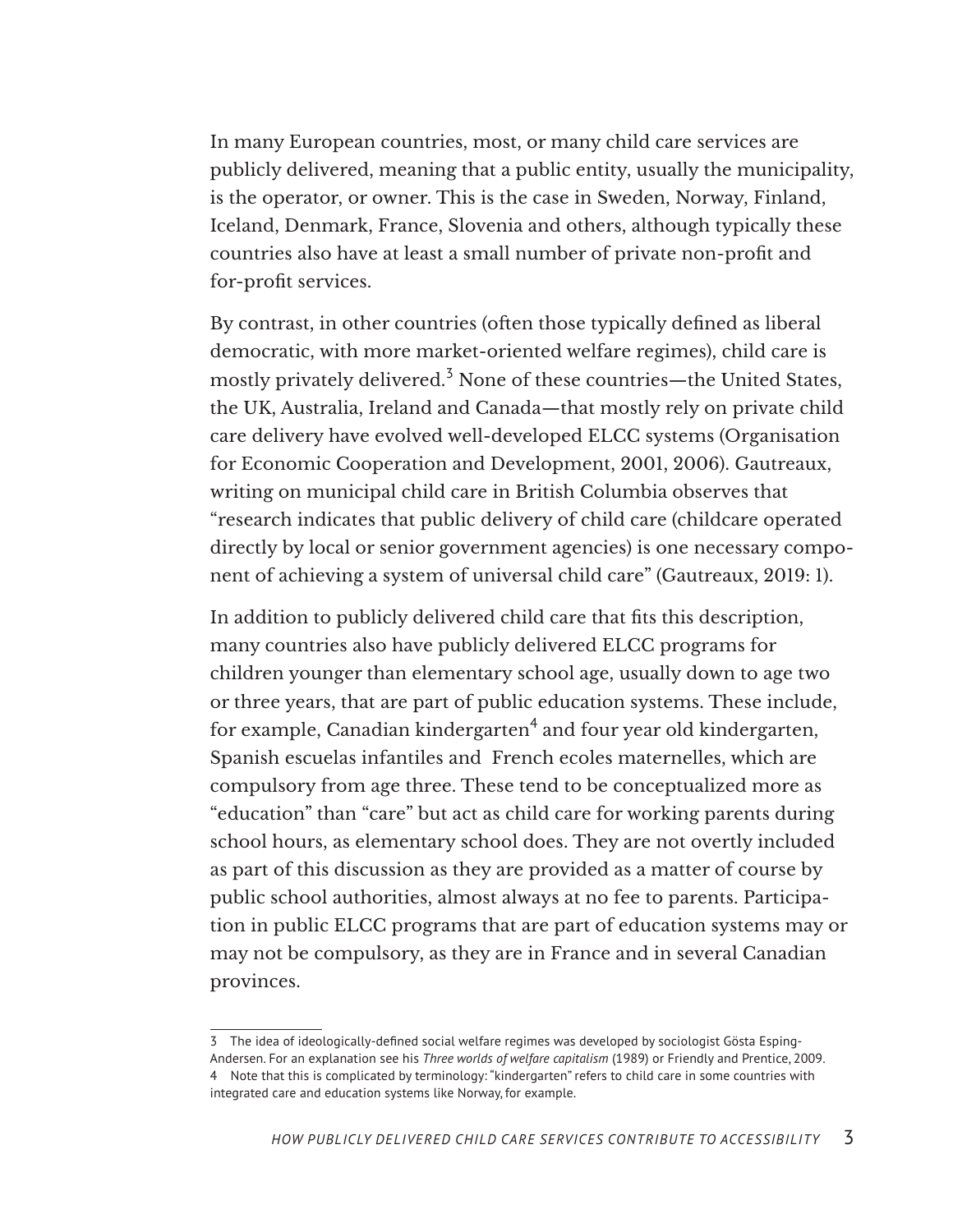In many European countries, most, or many child care services are publicly delivered, meaning that a public entity, usually the municipality, is the operator, or owner. This is the case in Sweden, Norway, Finland, Iceland, Denmark, France, Slovenia and others, although typically these countries also have at least a small number of private non-profit and for-profit services.

By contrast, in other countries (often those typically defined as liberal democratic, with more market-oriented welfare regimes), child care is mostly privately delivered.[3] None of these countries—the United States, the UK, Australia, Ireland and Canada—that mostly rely on private child care delivery have evolved well-developed ELCC systems (Organisation for Economic Cooperation and Development, 2001, 2006). Gautreaux, writing on municipal child care in British Columbia observes that "research indicates that public delivery of child care (childcare operated directly by local or senior government agencies) is one necessary component of achieving a system of universal child care" (Gautreaux, 2019: 1).

In addition to publicly delivered child care that fits this description, many countries also have publicly delivered ELCC programs for children younger than elementary school age, usually down to age two or three years, that are part of public education systems. These include, for example, Canadian kindergarten[4] and four year old kindergarten, Spanish escuelas infantiles and French ecoles maternelles, which are compulsory from age three. These tend to be conceptualized more as "education" than "care" but act as child care for working parents during school hours, as elementary school does. They are not overtly included as part of this discussion as they are provided as a matter of course by public school authorities, almost always at no fee to parents. Participation in public ELCC programs that are part of education systems may or may not be compulsory, as they are in France and in several Canadian provinces.

---

3 The idea of ideologically-defined social welfare regimes was developed by sociologist Gösta Esping-Andersen. For an explanation see his *Three worlds of welfare capitalism* (1989) or Friendly and Prentice, 2009.

4 Note that this is complicated by terminology: "kindergarten" refers to child care in some countries with integrated care and education systems like Norway, for example.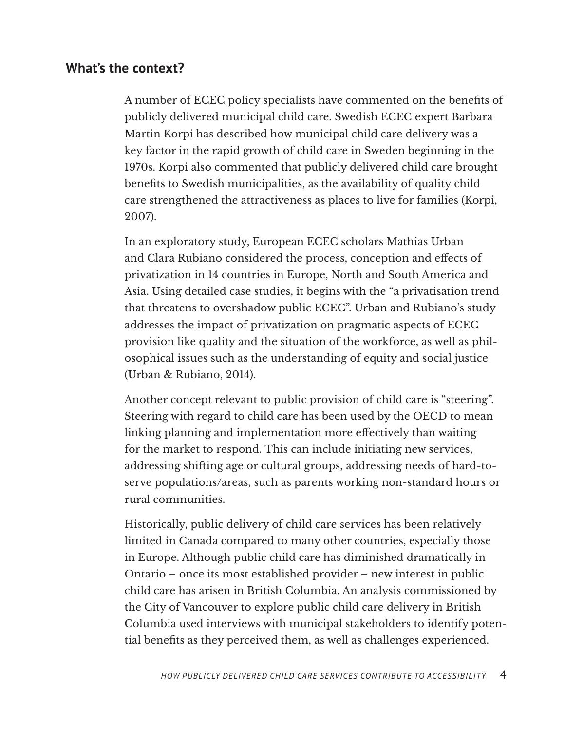## What's the context?

A number of ECEC policy specialists have commented on the benefits of publicly delivered municipal child care. Swedish ECEC expert Barbara Martin Korpi has described how municipal child care delivery was a key factor in the rapid growth of child care in Sweden beginning in the 1970s. Korpi also commented that publicly delivered child care brought benefits to Swedish municipalities, as the availability of quality child care strengthened the attractiveness as places to live for families (Korpi, 2007).

In an exploratory study, European ECEC scholars Mathias Urban and Clara Rubiano considered the process, conception and effects of privatization in 14 countries in Europe, North and South America and Asia. Using detailed case studies, it begins with the "a privatisation trend that threatens to overshadow public ECEC". Urban and Rubiano's study addresses the impact of privatization on pragmatic aspects of ECEC provision like quality and the situation of the workforce, as well as philosophical issues such as the understanding of equity and social justice (Urban & Rubiano, 2014).

Another concept relevant to public provision of child care is "steering". Steering with regard to child care has been used by the OECD to mean linking planning and implementation more effectively than waiting for the market to respond. This can include initiating new services, addressing shifting age or cultural groups, addressing needs of hard-to-serve populations/areas, such as parents working non-standard hours or rural communities.

Historically, public delivery of child care services has been relatively limited in Canada compared to many other countries, especially those in Europe. Although public child care has diminished dramatically in Ontario – once its most established provider – new interest in public child care has arisen in British Columbia. An analysis commissioned by the City of Vancouver to explore public child care delivery in British Columbia used interviews with municipal stakeholders to identify potential benefits as they perceived them, as well as challenges experienced.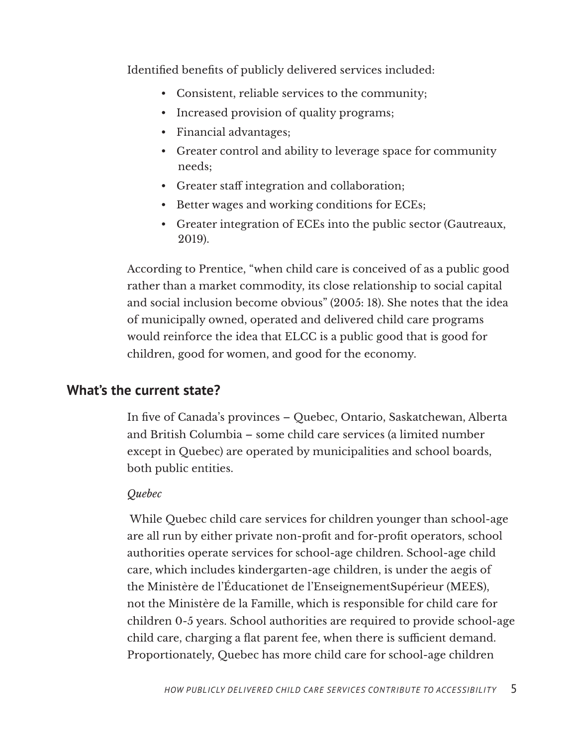Identified benefits of publicly delivered services included:

- Consistent, reliable services to the community;
- Increased provision of quality programs;
- Financial advantages;
- Greater control and ability to leverage space for community needs;
- Greater staff integration and collaboration;
- Better wages and working conditions for ECEs;
- Greater integration of ECEs into the public sector (Gautreaux, 2019).

According to Prentice, "when child care is conceived of as a public good rather than a market commodity, its close relationship to social capital and social inclusion become obvious" (2005: 18). She notes that the idea of municipally owned, operated and delivered child care programs would reinforce the idea that ELCC is a public good that is good for children, good for women, and good for the economy.

## What's the current state?

In five of Canada's provinces – Quebec, Ontario, Saskatchewan, Alberta and British Columbia – some child care services (a limited number except in Quebec) are operated by municipalities and school boards, both public entities.

*Quebec*

While Quebec child care services for children younger than school-age are all run by either private non-profit and for-profit operators, school authorities operate services for school-age children. School-age child care, which includes kindergarten-age children, is under the aegis of the Ministère de l'Éducationet de l'EnseignementSupérieur (MEES), not the Ministère de la Famille, which is responsible for child care for children 0-5 years. School authorities are required to provide school-age child care, charging a flat parent fee, when there is sufficient demand. Proportionately, Quebec has more child care for school-age children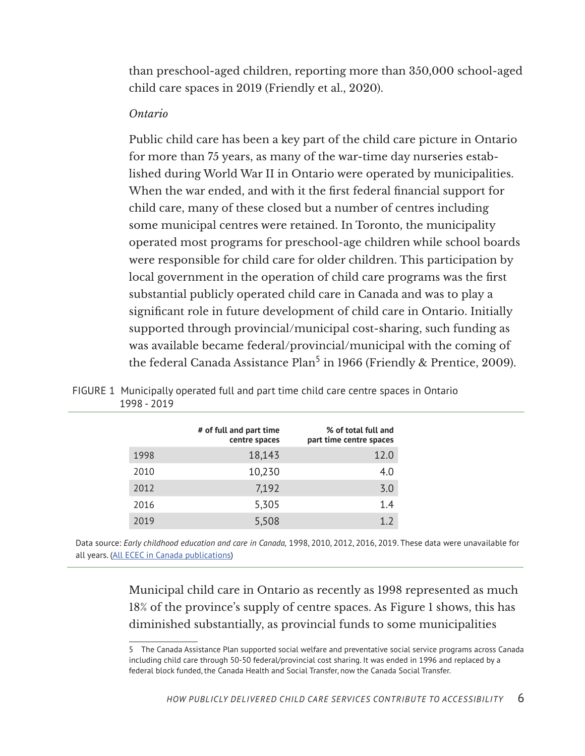than preschool-aged children, reporting more than 350,000 school-aged child care spaces in 2019 (Friendly et al., 2020).

*Ontario*

Public child care has been a key part of the child care picture in Ontario for more than 75 years, as many of the war-time day nurseries established during World War II in Ontario were operated by municipalities. When the war ended, and with it the first federal financial support for child care, many of these closed but a number of centres including some municipal centres were retained. In Toronto, the municipality operated most programs for preschool-age children while school boards were responsible for child care for older children. This participation by local government in the operation of child care programs was the first substantial publicly operated child care in Canada and was to play a significant role in future development of child care in Ontario. Initially supported through provincial/municipal cost-sharing, such funding as was available became federal/provincial/municipal with the coming of the federal Canada Assistance Plan[5] in 1966 (Friendly & Prentice, 2009).

FIGURE 1 Municipally operated full and part time child care centre spaces in Ontario 1998 - 2019

| | # of full and part time centre spaces | % of total full and part time centre spaces |
|---|---|---|
| 1998 | 18,143 | 12.0 |
| 2010 | 10,230 | 4.0 |
| 2012 | 7,192 | 3.0 |
| 2016 | 5,305 | 1.4 |
| 2019 | 5,508 | 1.2 |

Data source: *Early childhood education and care in Canada,* 1998, 2010, 2012, 2016, 2019. These data were unavailable for all years. (All ECEC in Canada publications)

Municipal child care in Ontario as recently as 1998 represented as much 18% of the province's supply of centre spaces. As Figure 1 shows, this has diminished substantially, as provincial funds to some municipalities

5 The Canada Assistance Plan supported social welfare and preventative social service programs across Canada including child care through 50-50 federal/provincial cost sharing. It was ended in 1996 and replaced by a federal block funded, the Canada Health and Social Transfer, now the Canada Social Transfer.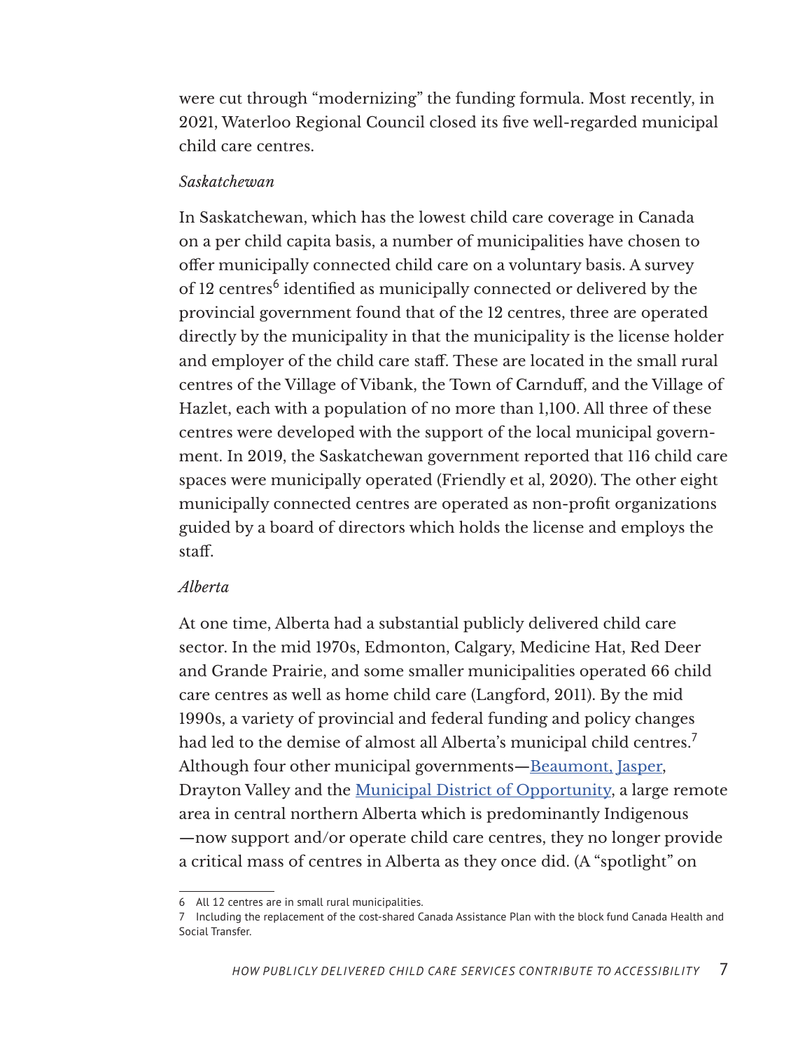were cut through "modernizing" the funding formula. Most recently, in 2021, Waterloo Regional Council closed its five well-regarded municipal child care centres.

*Saskatchewan*

In Saskatchewan, which has the lowest child care coverage in Canada on a per child capita basis, a number of municipalities have chosen to offer municipally connected child care on a voluntary basis. A survey of 12 centres[6] identified as municipally connected or delivered by the provincial government found that of the 12 centres, three are operated directly by the municipality in that the municipality is the license holder and employer of the child care staff. These are located in the small rural centres of the Village of Vibank, the Town of Carnduff, and the Village of Hazlet, each with a population of no more than 1,100. All three of these centres were developed with the support of the local municipal government. In 2019, the Saskatchewan government reported that 116 child care spaces were municipally operated (Friendly et al, 2020). The other eight municipally connected centres are operated as non-profit organizations guided by a board of directors which holds the license and employs the staff.

*Alberta*

At one time, Alberta had a substantial publicly delivered child care sector. In the mid 1970s, Edmonton, Calgary, Medicine Hat, Red Deer and Grande Prairie, and some smaller municipalities operated 66 child care centres as well as home child care (Langford, 2011). By the mid 1990s, a variety of provincial and federal funding and policy changes had led to the demise of almost all Alberta's municipal child centres.[7] Although four other municipal governments—Beaumont, Jasper, Drayton Valley and the Municipal District of Opportunity, a large remote area in central northern Alberta which is predominantly Indigenous—now support and/or operate child care centres, they no longer provide a critical mass of centres in Alberta as they once did. (A "spotlight" on

---

6 All 12 centres are in small rural municipalities.

7 Including the replacement of the cost-shared Canada Assistance Plan with the block fund Canada Health and Social Transfer.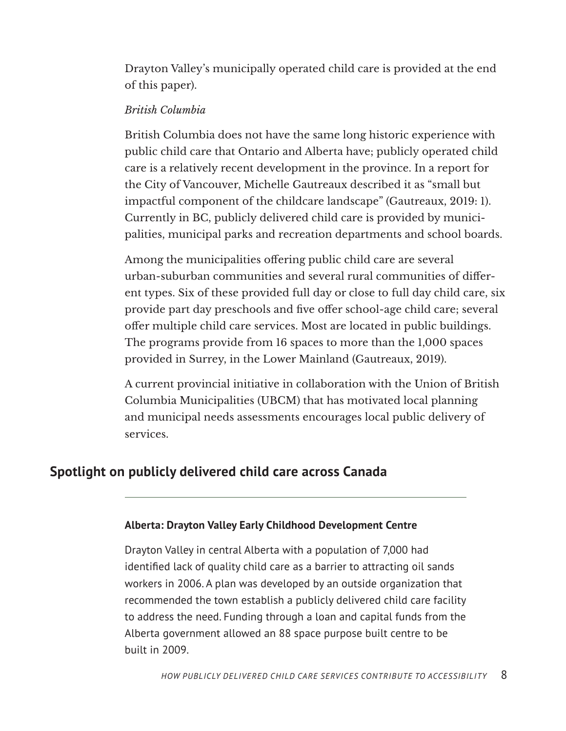Drayton Valley's municipally operated child care is provided at the end of this paper).

*British Columbia*

British Columbia does not have the same long historic experience with public child care that Ontario and Alberta have; publicly operated child care is a relatively recent development in the province. In a report for the City of Vancouver, Michelle Gautreaux described it as "small but impactful component of the childcare landscape" (Gautreaux, 2019: 1). Currently in BC, publicly delivered child care is provided by municipalities, municipal parks and recreation departments and school boards.

Among the municipalities offering public child care are several urban-suburban communities and several rural communities of different types. Six of these provided full day or close to full day child care, six provide part day preschools and five offer school-age child care; several offer multiple child care services. Most are located in public buildings. The programs provide from 16 spaces to more than the 1,000 spaces provided in Surrey, in the Lower Mainland (Gautreaux, 2019).

A current provincial initiative in collaboration with the Union of British Columbia Municipalities (UBCM) that has motivated local planning and municipal needs assessments encourages local public delivery of services.

## Spotlight on publicly delivered child care across Canada

---

### Alberta: Drayton Valley Early Childhood Development Centre

Drayton Valley in central Alberta with a population of 7,000 had identified lack of quality child care as a barrier to attracting oil sands workers in 2006. A plan was developed by an outside organization that recommended the town establish a publicly delivered child care facility to address the need. Funding through a loan and capital funds from the Alberta government allowed an 88 space purpose built centre to be built in 2009.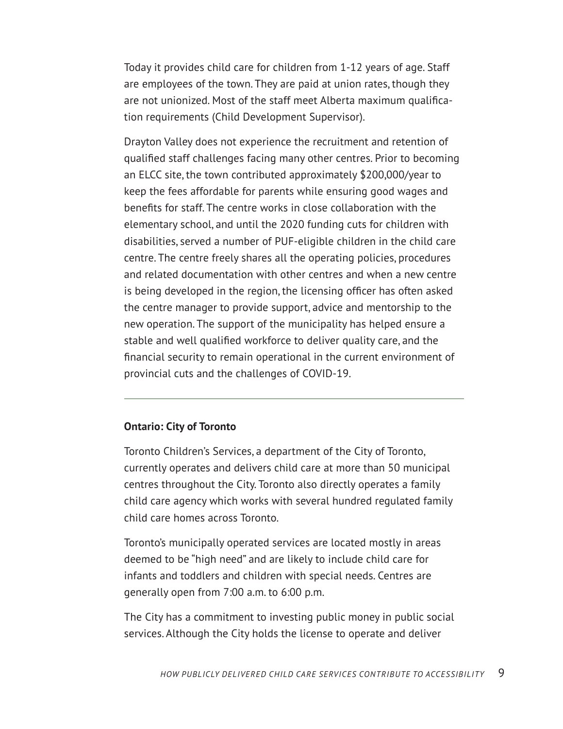Today it provides child care for children from 1-12 years of age. Staff are employees of the town. They are paid at union rates, though they are not unionized. Most of the staff meet Alberta maximum qualification requirements (Child Development Supervisor).

Drayton Valley does not experience the recruitment and retention of qualified staff challenges facing many other centres. Prior to becoming an ELCC site, the town contributed approximately $200,000/year to keep the fees affordable for parents while ensuring good wages and benefits for staff. The centre works in close collaboration with the elementary school, and until the 2020 funding cuts for children with disabilities, served a number of PUF-eligible children in the child care centre. The centre freely shares all the operating policies, procedures and related documentation with other centres and when a new centre is being developed in the region, the licensing officer has often asked the centre manager to provide support, advice and mentorship to the new operation. The support of the municipality has helped ensure a stable and well qualified workforce to deliver quality care, and the financial security to remain operational in the current environment of provincial cuts and the challenges of COVID-19.

---

**Ontario: City of Toronto**

Toronto Children's Services, a department of the City of Toronto, currently operates and delivers child care at more than 50 municipal centres throughout the City. Toronto also directly operates a family child care agency which works with several hundred regulated family child care homes across Toronto.

Toronto's municipally operated services are located mostly in areas deemed to be "high need" and are likely to include child care for infants and toddlers and children with special needs. Centres are generally open from 7:00 a.m. to 6:00 p.m.

The City has a commitment to investing public money in public social services. Although the City holds the license to operate and deliver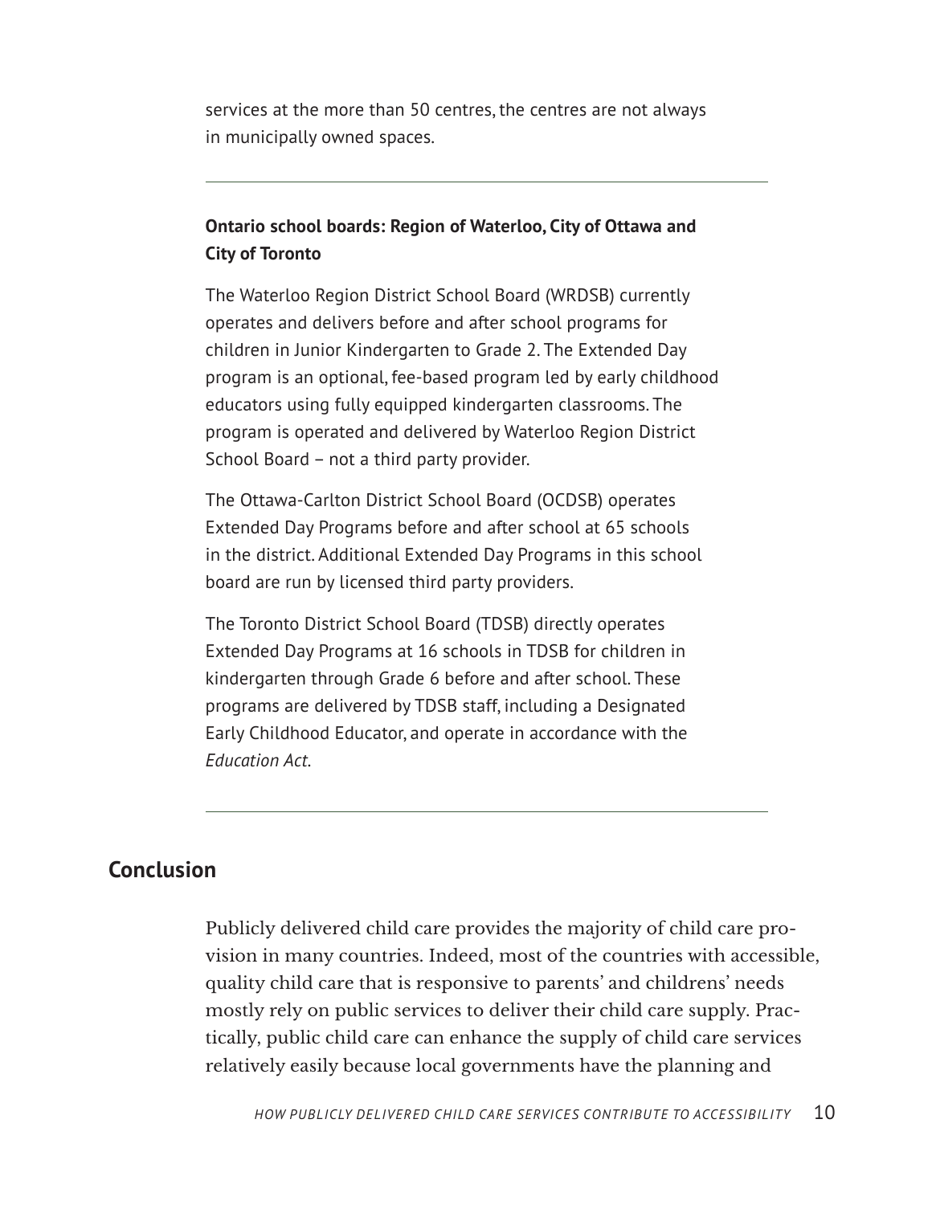services at the more than 50 centres, the centres are not always in municipally owned spaces.

---

**Ontario school boards: Region of Waterloo, City of Ottawa and City of Toronto**

The Waterloo Region District School Board (WRDSB) currently operates and delivers before and after school programs for children in Junior Kindergarten to Grade 2. The Extended Day program is an optional, fee-based program led by early childhood educators using fully equipped kindergarten classrooms. The program is operated and delivered by Waterloo Region District School Board – not a third party provider.

The Ottawa-Carlton District School Board (OCDSB) operates Extended Day Programs before and after school at 65 schools in the district. Additional Extended Day Programs in this school board are run by licensed third party providers.

The Toronto District School Board (TDSB) directly operates Extended Day Programs at 16 schools in TDSB for children in kindergarten through Grade 6 before and after school. These programs are delivered by TDSB staff, including a Designated Early Childhood Educator, and operate in accordance with the *Education Act*.

---

## Conclusion

Publicly delivered child care provides the majority of child care provision in many countries. Indeed, most of the countries with accessible, quality child care that is responsive to parents' and childrens' needs mostly rely on public services to deliver their child care supply. Practically, public child care can enhance the supply of child care services relatively easily because local governments have the planning and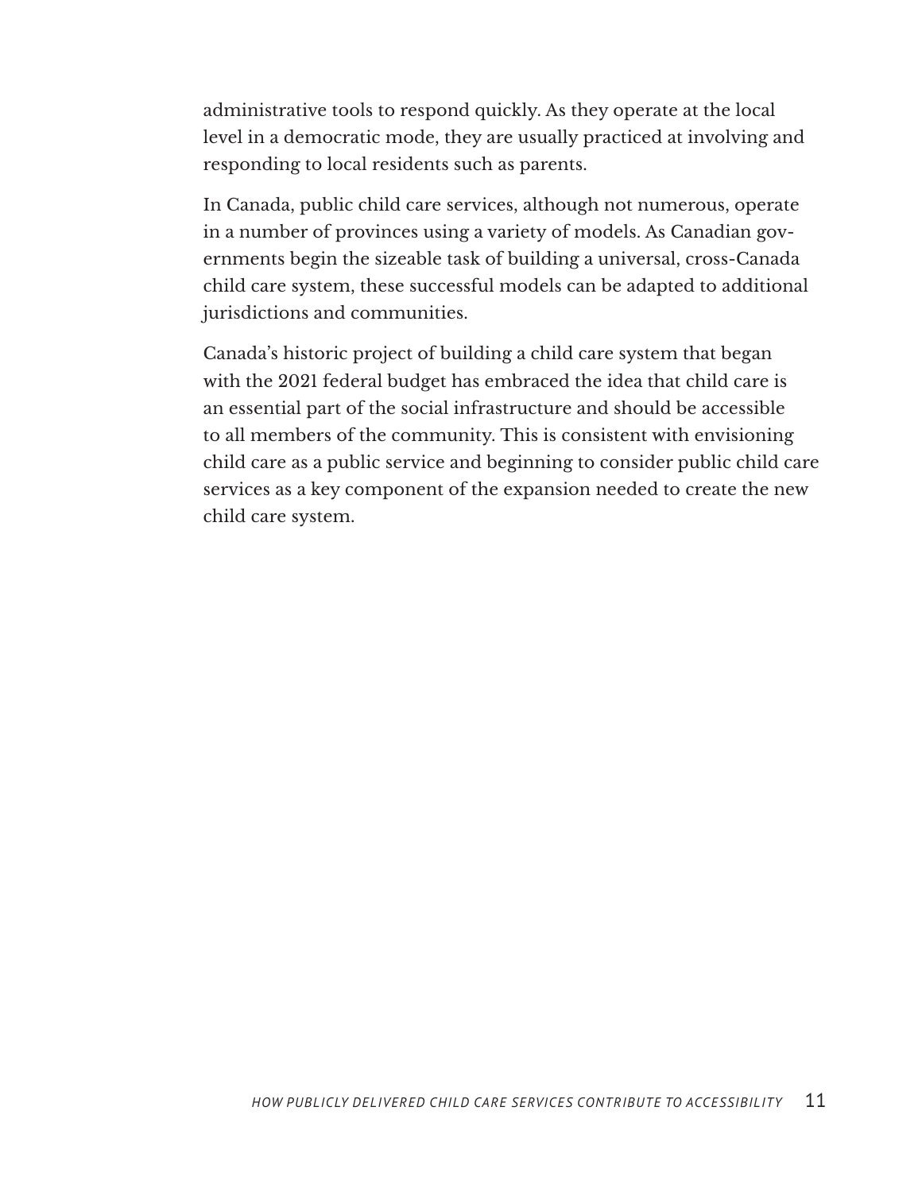administrative tools to respond quickly. As they operate at the local level in a democratic mode, they are usually practiced at involving and responding to local residents such as parents.

In Canada, public child care services, although not numerous, operate in a number of provinces using a variety of models. As Canadian governments begin the sizeable task of building a universal, cross-Canada child care system, these successful models can be adapted to additional jurisdictions and communities.

Canada's historic project of building a child care system that began with the 2021 federal budget has embraced the idea that child care is an essential part of the social infrastructure and should be accessible to all members of the community. This is consistent with envisioning child care as a public service and beginning to consider public child care services as a key component of the expansion needed to create the new child care system.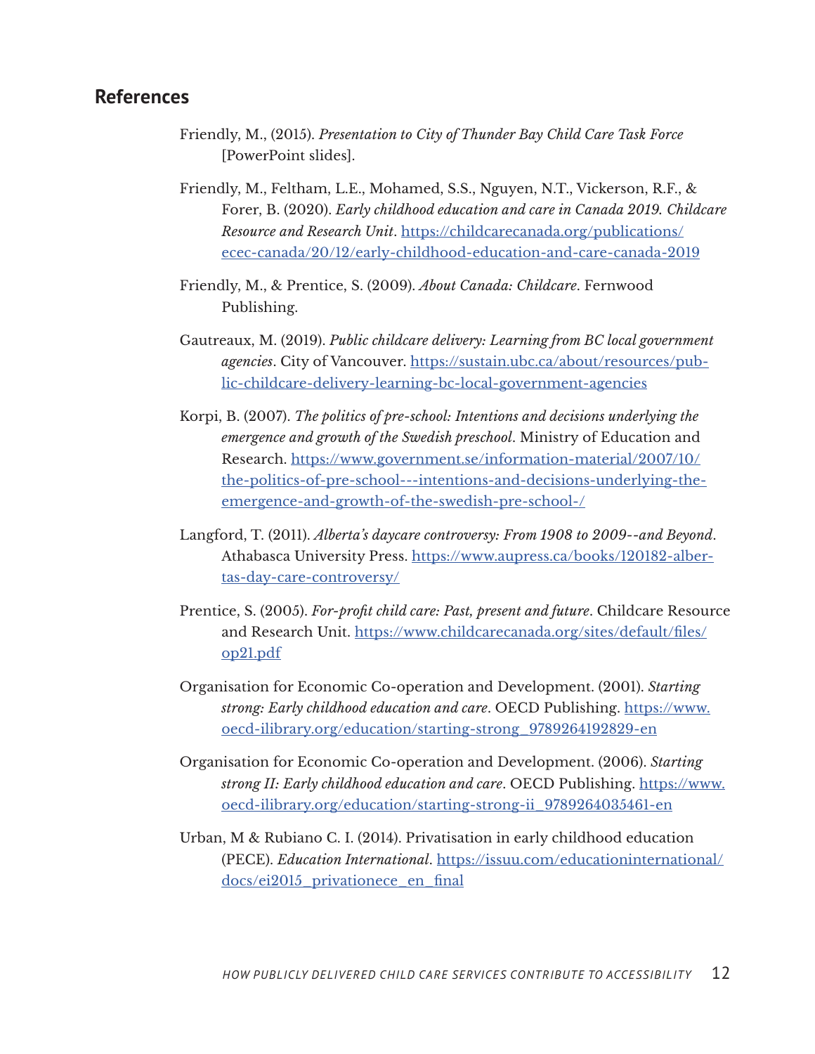## References

Friendly, M., (2015). *Presentation to City of Thunder Bay Child Care Task Force* [PowerPoint slides].

Friendly, M., Feltham, L.E., Mohamed, S.S., Nguyen, N.T., Vickerson, R.F., & Forer, B. (2020). *Early childhood education and care in Canada 2019. Childcare Resource and Research Unit*. https://childcarecanada.org/publications/ecec-canada/20/12/early-childhood-education-and-care-canada-2019

Friendly, M., & Prentice, S. (2009). *About Canada: Childcare*. Fernwood Publishing.

Gautreaux, M. (2019). *Public childcare delivery: Learning from BC local government agencies*. City of Vancouver. https://sustain.ubc.ca/about/resources/public-childcare-delivery-learning-bc-local-government-agencies

Korpi, B. (2007). *The politics of pre-school: Intentions and decisions underlying the emergence and growth of the Swedish preschool*. Ministry of Education and Research. https://www.government.se/information-material/2007/10/the-politics-of-pre-school---intentions-and-decisions-underlying-the-emergence-and-growth-of-the-swedish-pre-school-/

Langford, T. (2011). *Alberta's daycare controversy: From 1908 to 2009--and Beyond*. Athabasca University Press. https://www.aupress.ca/books/120182-albertas-day-care-controversy/

Prentice, S. (2005). *For-profit child care: Past, present and future*. Childcare Resource and Research Unit. https://www.childcarecanada.org/sites/default/files/op21.pdf

Organisation for Economic Co-operation and Development. (2001). *Starting strong: Early childhood education and care*. OECD Publishing. https://www.oecd-ilibrary.org/education/starting-strong_9789264192829-en

Organisation for Economic Co-operation and Development. (2006). *Starting strong II: Early childhood education and care*. OECD Publishing. https://www.oecd-ilibrary.org/education/starting-strong-ii_9789264035461-en

Urban, M & Rubiano C. I. (2014). Privatisation in early childhood education (PECE). *Education International*. https://issuu.com/educationinternational/docs/ei2015_privationece_en_final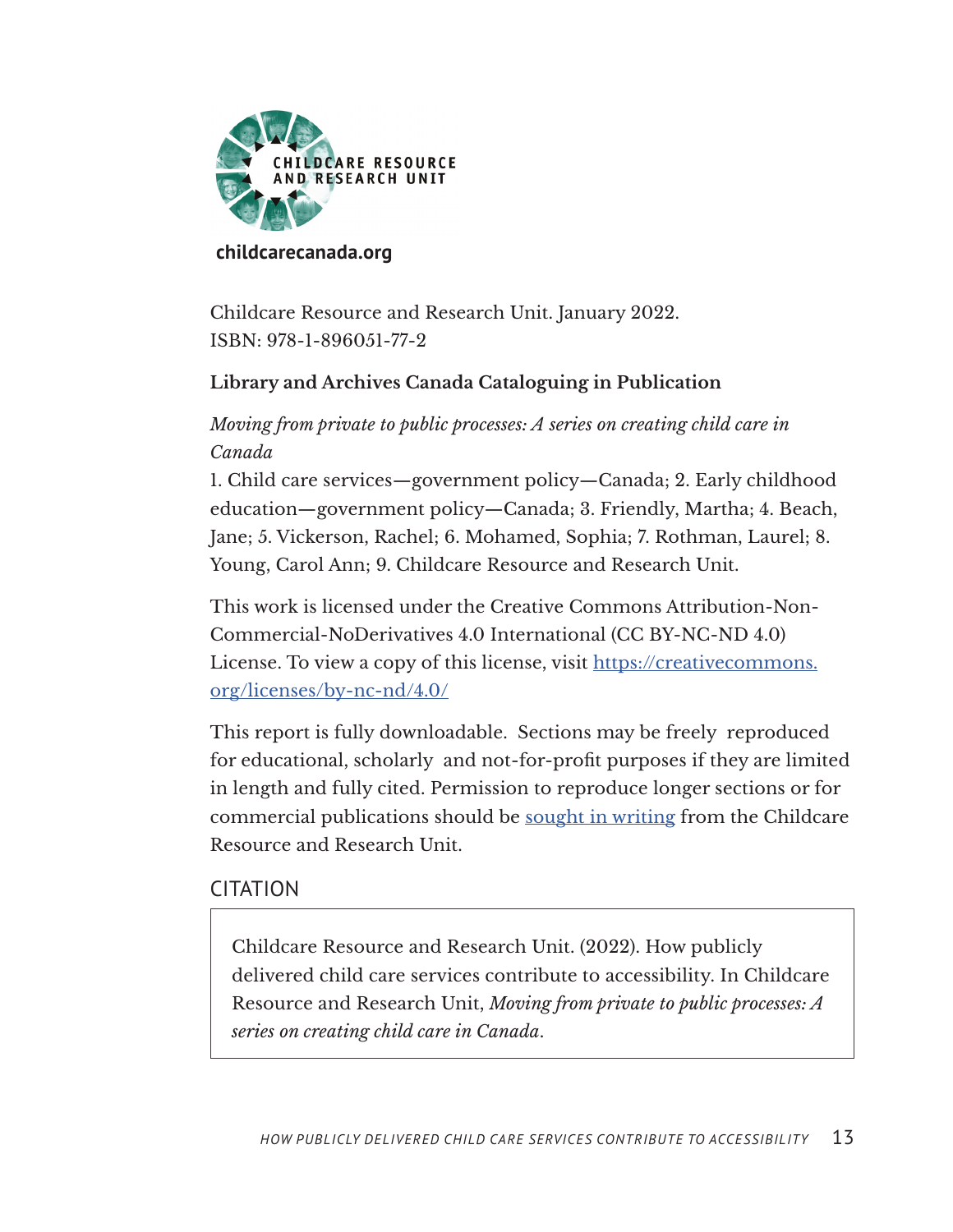CHILDCARE RESOURCE AND RESEARCH UNIT

**childcarecanada.org**

Childcare Resource and Research Unit. January 2022.
ISBN: 978-1-896051-77-2

**Library and Archives Canada Cataloguing in Publication**

*Moving from private to public processes: A series on creating child care in Canada*

1. Child care services—government policy—Canada; 2. Early childhood education—government policy—Canada; 3. Friendly, Martha; 4. Beach, Jane; 5. Vickerson, Rachel; 6. Mohamed, Sophia; 7. Rothman, Laurel; 8. Young, Carol Ann; 9. Childcare Resource and Research Unit.

This work is licensed under the Creative Commons Attribution-Non-Commercial-NoDerivatives 4.0 International (CC BY-NC-ND 4.0) License. To view a copy of this license, visit [https://creativecommons.org/licenses/by-nc-nd/4.0/](https://creativecommons.org/licenses/by-nc-nd/4.0/)

This report is fully downloadable. Sections may be freely reproduced for educational, scholarly and not-for-profit purposes if they are limited in length and fully cited. Permission to reproduce longer sections or for commercial publications should be sought in writing from the Childcare Resource and Research Unit.

## CITATION

> Childcare Resource and Research Unit. (2022). How publicly delivered child care services contribute to accessibility. In Childcare Resource and Research Unit, *Moving from private to public processes: A series on creating child care in Canada*.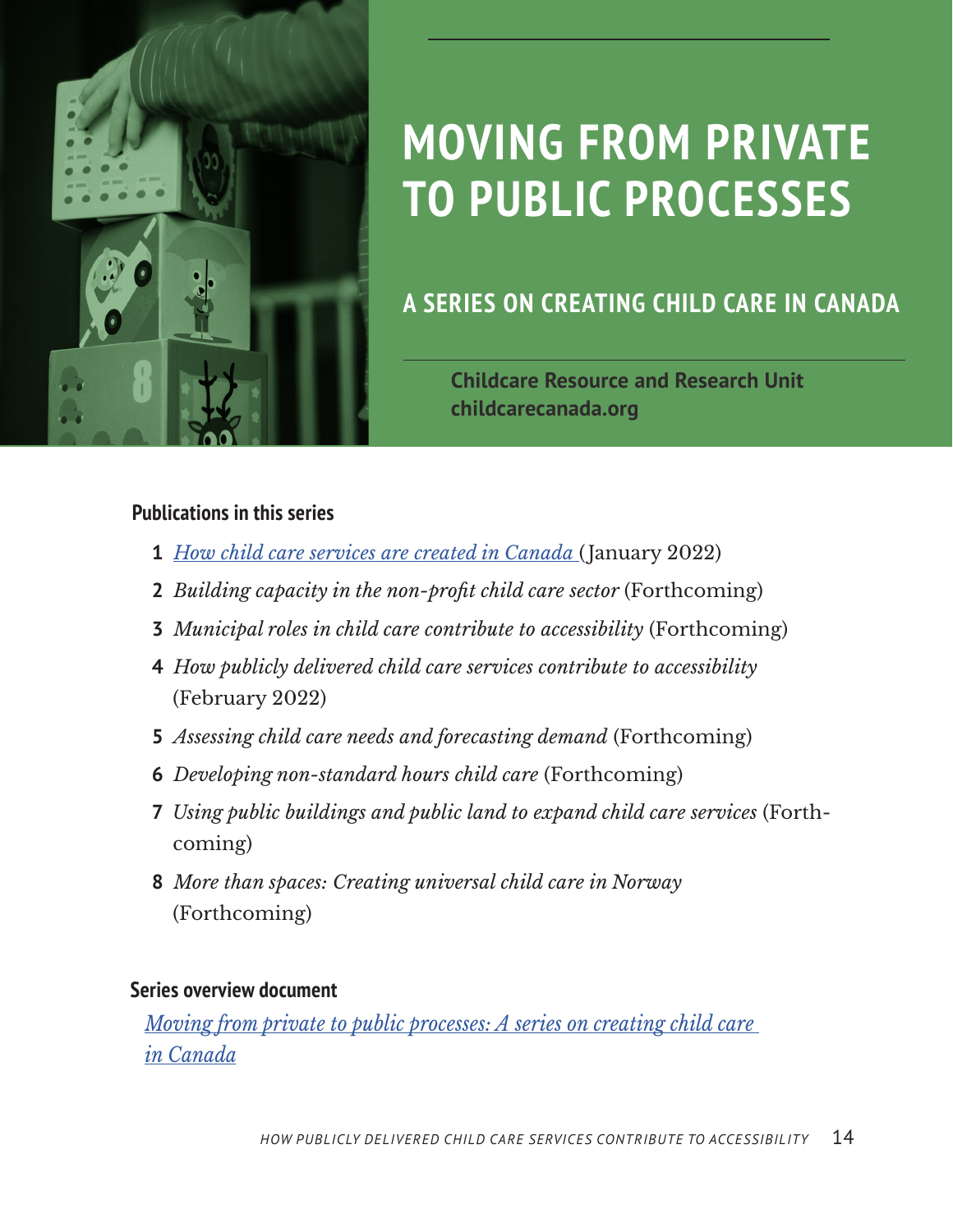# MOVING FROM PRIVATE TO PUBLIC PROCESSES

## A SERIES ON CREATING CHILD CARE IN CANADA

**Childcare Resource and Research Unit**
**childcarecanada.org**

### Publications in this series

1. *How child care services are created in Canada* (January 2022)
2. *Building capacity in the non-profit child care sector* (Forthcoming)
3. *Municipal roles in child care contribute to accessibility* (Forthcoming)
4. *How publicly delivered child care services contribute to accessibility* (February 2022)
5. *Assessing child care needs and forecasting demand* (Forthcoming)
6. *Developing non-standard hours child care* (Forthcoming)
7. *Using public buildings and public land to expand child care services* (Forthcoming)
8. *More than spaces: Creating universal child care in Norway* (Forthcoming)

### Series overview document

*Moving from private to public processes: A series on creating child care in Canada*